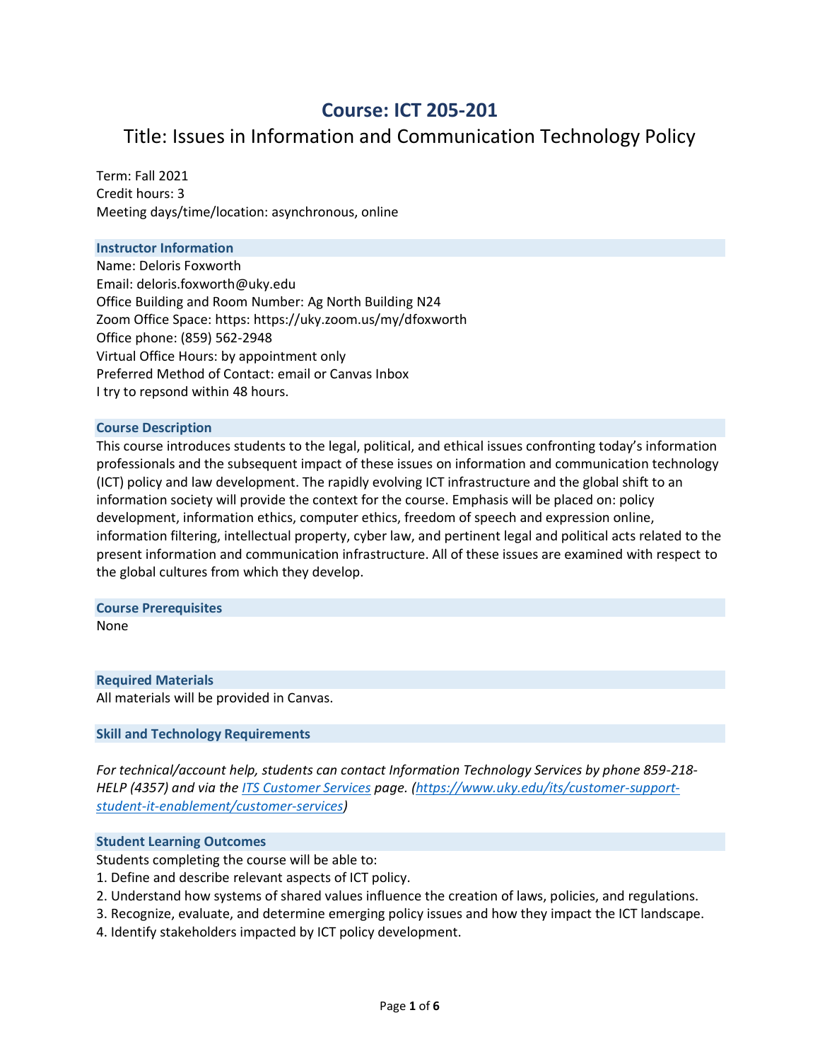# Course: ICT 205-201

## Title: Issues in Information and Communication Technology Policy

Term: Fall 2021
Credit hours: 3
Meeting days/time/location: asynchronous, online

### Instructor Information

Name: Deloris Foxworth
Email: deloris.foxworth@uky.edu
Office Building and Room Number: Ag North Building N24
Zoom Office Space: https: https://uky.zoom.us/my/dfoxworth
Office phone: (859) 562-2948
Virtual Office Hours: by appointment only
Preferred Method of Contact: email or Canvas Inbox
I try to repsond within 48 hours.

### Course Description

This course introduces students to the legal, political, and ethical issues confronting today's information professionals and the subsequent impact of these issues on information and communication technology (ICT) policy and law development. The rapidly evolving ICT infrastructure and the global shift to an information society will provide the context for the course. Emphasis will be placed on: policy development, information ethics, computer ethics, freedom of speech and expression online, information filtering, intellectual property, cyber law, and pertinent legal and political acts related to the present information and communication infrastructure. All of these issues are examined with respect to the global cultures from which they develop.

### Course Prerequisites

None

### Required Materials

All materials will be provided in Canvas.

### Skill and Technology Requirements

*For technical/account help, students can contact Information Technology Services by phone 859-218-HELP (4357) and via the [ITS Customer Services](https://www.uky.edu/its/customer-support-student-it-enablement/customer-services) page. (https://www.uky.edu/its/customer-support-student-it-enablement/customer-services)*

### Student Learning Outcomes

Students completing the course will be able to:

1. Define and describe relevant aspects of ICT policy.
2. Understand how systems of shared values influence the creation of laws, policies, and regulations.
3. Recognize, evaluate, and determine emerging policy issues and how they impact the ICT landscape.
4. Identify stakeholders impacted by ICT policy development.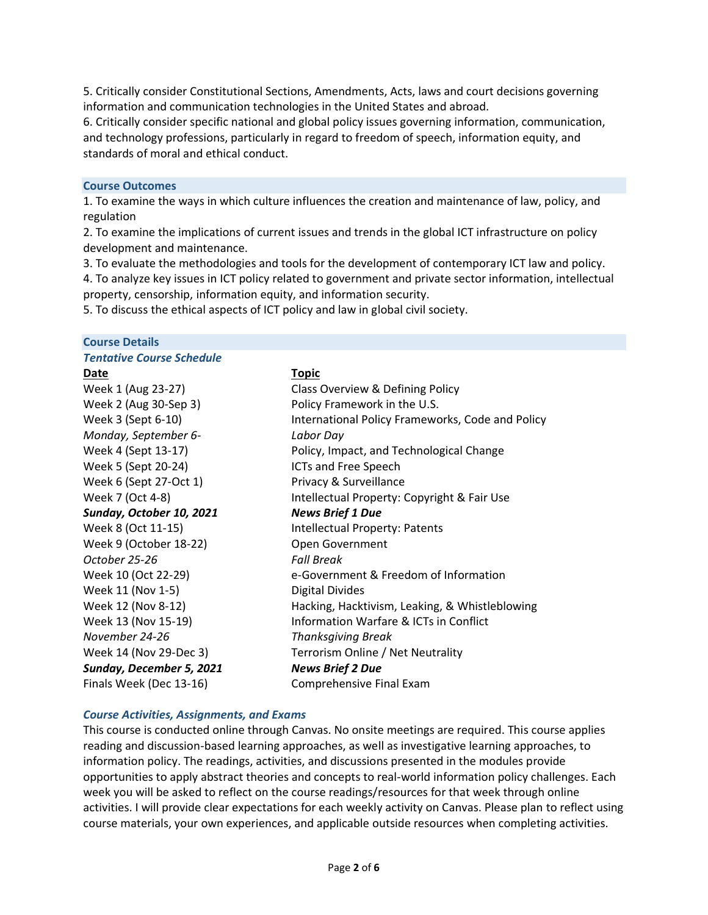5. Critically consider Constitutional Sections, Amendments, Acts, laws and court decisions governing information and communication technologies in the United States and abroad.
6. Critically consider specific national and global policy issues governing information, communication, and technology professions, particularly in regard to freedom of speech, information equity, and standards of moral and ethical conduct.

## Course Outcomes

1. To examine the ways in which culture influences the creation and maintenance of law, policy, and regulation
2. To examine the implications of current issues and trends in the global ICT infrastructure on policy development and maintenance.
3. To evaluate the methodologies and tools for the development of contemporary ICT law and policy.
4. To analyze key issues in ICT policy related to government and private sector information, intellectual property, censorship, information equity, and information security.
5. To discuss the ethical aspects of ICT policy and law in global civil society.

## Course Details

### *Tentative Course Schedule*

| Date | Topic |
|---|---|
| Week 1 (Aug 23-27) | Class Overview & Defining Policy |
| Week 2 (Aug 30-Sep 3) | Policy Framework in the U.S. |
| Week 3 (Sept 6-10) | International Policy Frameworks, Code and Policy |
| *Monday, September 6-* | *Labor Day* |
| Week 4 (Sept 13-17) | Policy, Impact, and Technological Change |
| Week 5 (Sept 20-24) | ICTs and Free Speech |
| Week 6 (Sept 27-Oct 1) | Privacy & Surveillance |
| Week 7 (Oct 4-8) | Intellectual Property: Copyright & Fair Use |
| ***Sunday, October 10, 2021*** | ***News Brief 1 Due*** |
| Week 8 (Oct 11-15) | Intellectual Property: Patents |
| Week 9 (October 18-22) | Open Government |
| *October 25-26* | *Fall Break* |
| Week 10 (Oct 22-29) | e-Government & Freedom of Information |
| Week 11 (Nov 1-5) | Digital Divides |
| Week 12 (Nov 8-12) | Hacking, Hacktivism, Leaking, & Whistleblowing |
| Week 13 (Nov 15-19) | Information Warfare & ICTs in Conflict |
| *November 24-26* | *Thanksgiving Break* |
| Week 14 (Nov 29-Dec 3) | Terrorism Online / Net Neutrality |
| ***Sunday, December 5, 2021*** | ***News Brief 2 Due*** |
| Finals Week (Dec 13-16) | Comprehensive Final Exam |

### *Course Activities, Assignments, and Exams*

This course is conducted online through Canvas. No onsite meetings are required. This course applies reading and discussion-based learning approaches, as well as investigative learning approaches, to information policy. The readings, activities, and discussions presented in the modules provide opportunities to apply abstract theories and concepts to real-world information policy challenges. Each week you will be asked to reflect on the course readings/resources for that week through online activities. I will provide clear expectations for each weekly activity on Canvas. Please plan to reflect using course materials, your own experiences, and applicable outside resources when completing activities.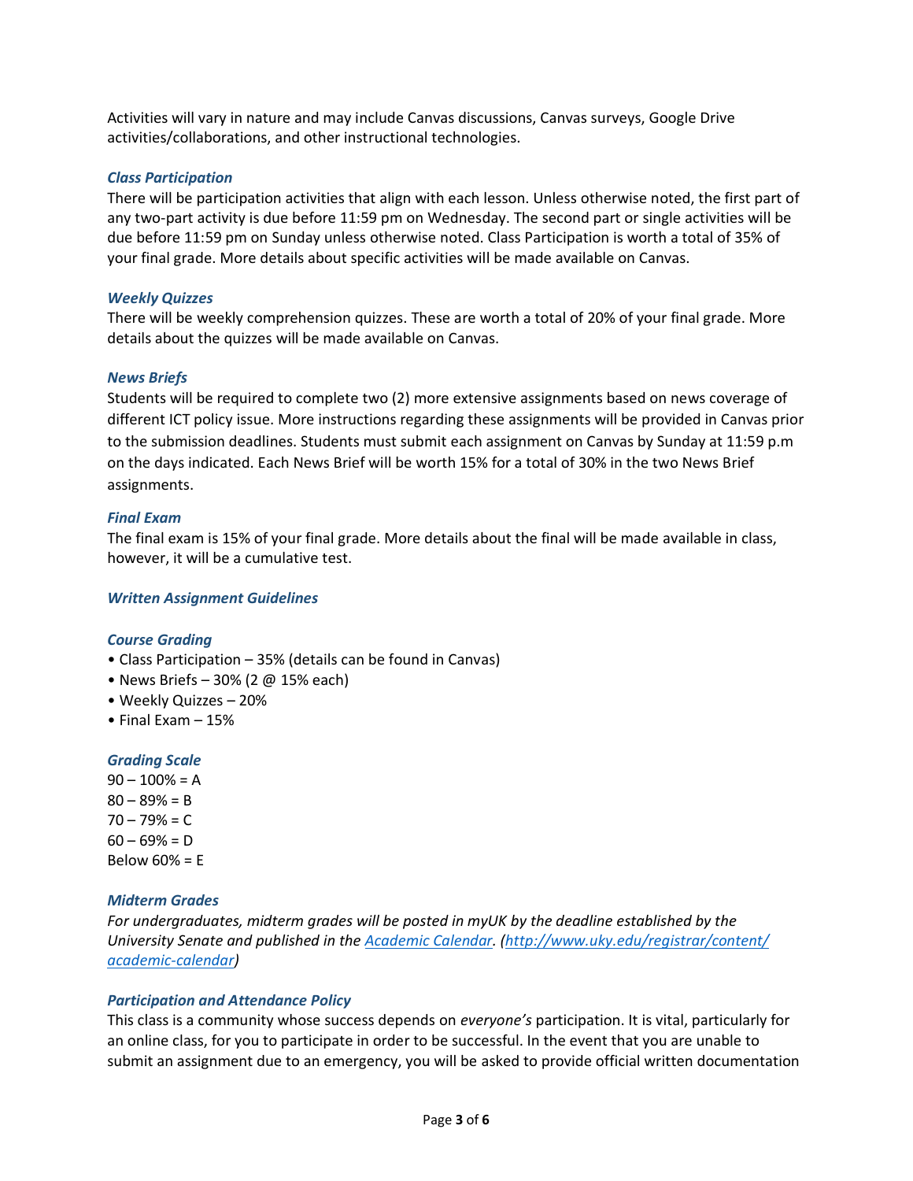Activities will vary in nature and may include Canvas discussions, Canvas surveys, Google Drive activities/collaborations, and other instructional technologies.

### *Class Participation*

There will be participation activities that align with each lesson. Unless otherwise noted, the first part of any two-part activity is due before 11:59 pm on Wednesday. The second part or single activities will be due before 11:59 pm on Sunday unless otherwise noted. Class Participation is worth a total of 35% of your final grade. More details about specific activities will be made available on Canvas.

### *Weekly Quizzes*

There will be weekly comprehension quizzes. These are worth a total of 20% of your final grade. More details about the quizzes will be made available on Canvas.

### *News Briefs*

Students will be required to complete two (2) more extensive assignments based on news coverage of different ICT policy issue. More instructions regarding these assignments will be provided in Canvas prior to the submission deadlines. Students must submit each assignment on Canvas by Sunday at 11:59 p.m on the days indicated. Each News Brief will be worth 15% for a total of 30% in the two News Brief assignments.

### *Final Exam*

The final exam is 15% of your final grade. More details about the final will be made available in class, however, it will be a cumulative test.

### *Written Assignment Guidelines*

### *Course Grading*

- Class Participation – 35% (details can be found in Canvas)
- News Briefs – 30% (2 @ 15% each)
- Weekly Quizzes – 20%
- Final Exam – 15%

### *Grading Scale*

90 – 100% = A
80 – 89% = B
70 – 79% = C
60 – 69% = D
Below 60% = E

### *Midterm Grades*

*For undergraduates, midterm grades will be posted in myUK by the deadline established by the University Senate and published in the [Academic Calendar](http://www.uky.edu/registrar/content/academic-calendar). ([http://www.uky.edu/registrar/content/academic-calendar](http://www.uky.edu/registrar/content/academic-calendar))*

### *Participation and Attendance Policy*

This class is a community whose success depends on *everyone's* participation. It is vital, particularly for an online class, for you to participate in order to be successful. In the event that you are unable to submit an assignment due to an emergency, you will be asked to provide official written documentation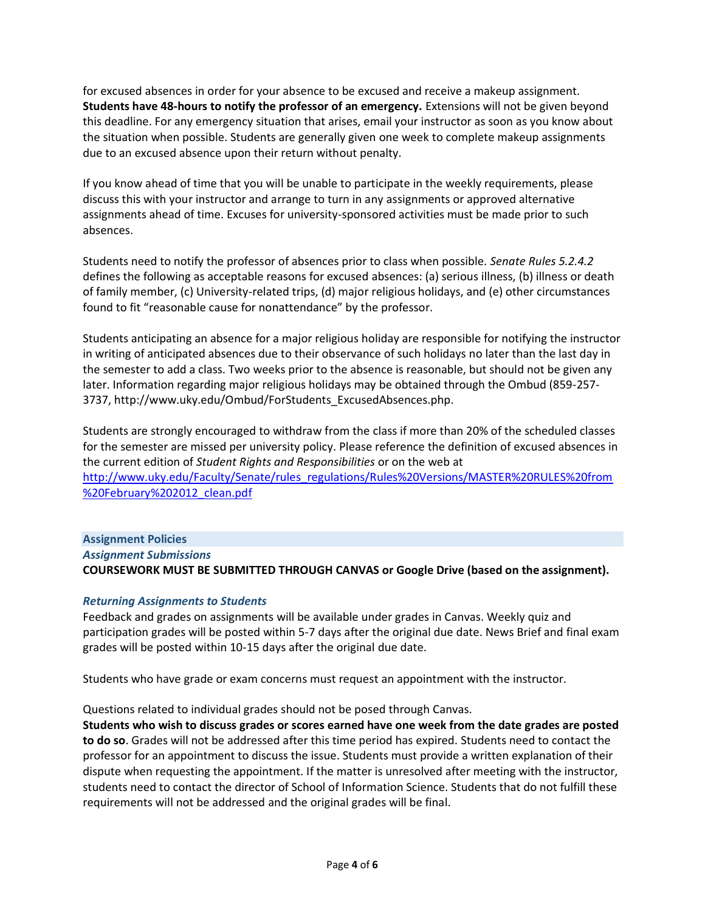for excused absences in order for your absence to be excused and receive a makeup assignment. **Students have 48-hours to notify the professor of an emergency.** Extensions will not be given beyond this deadline. For any emergency situation that arises, email your instructor as soon as you know about the situation when possible. Students are generally given one week to complete makeup assignments due to an excused absence upon their return without penalty.

If you know ahead of time that you will be unable to participate in the weekly requirements, please discuss this with your instructor and arrange to turn in any assignments or approved alternative assignments ahead of time. Excuses for university-sponsored activities must be made prior to such absences.

Students need to notify the professor of absences prior to class when possible. *Senate Rules 5.2.4.2* defines the following as acceptable reasons for excused absences: (a) serious illness, (b) illness or death of family member, (c) University-related trips, (d) major religious holidays, and (e) other circumstances found to fit "reasonable cause for nonattendance" by the professor.

Students anticipating an absence for a major religious holiday are responsible for notifying the instructor in writing of anticipated absences due to their observance of such holidays no later than the last day in the semester to add a class. Two weeks prior to the absence is reasonable, but should not be given any later. Information regarding major religious holidays may be obtained through the Ombud (859-257-3737, http://www.uky.edu/Ombud/ForStudents_ExcusedAbsences.php.

Students are strongly encouraged to withdraw from the class if more than 20% of the scheduled classes for the semester are missed per university policy. Please reference the definition of excused absences in the current edition of *Student Rights and Responsibilities* or on the web at [http://www.uky.edu/Faculty/Senate/rules_regulations/Rules%20Versions/MASTER%20RULES%20from%20February%202012_clean.pdf](http://www.uky.edu/Faculty/Senate/rules_regulations/Rules%20Versions/MASTER%20RULES%20from%20February%202012_clean.pdf)

## Assignment Policies

### *Assignment Submissions*

**COURSEWORK MUST BE SUBMITTED THROUGH CANVAS or Google Drive (based on the assignment).**

### *Returning Assignments to Students*

Feedback and grades on assignments will be available under grades in Canvas. Weekly quiz and participation grades will be posted within 5-7 days after the original due date. News Brief and final exam grades will be posted within 10-15 days after the original due date.

Students who have grade or exam concerns must request an appointment with the instructor.

Questions related to individual grades should not be posed through Canvas.

**Students who wish to discuss grades or scores earned have one week from the date grades are posted to do so**. Grades will not be addressed after this time period has expired. Students need to contact the professor for an appointment to discuss the issue. Students must provide a written explanation of their dispute when requesting the appointment. If the matter is unresolved after meeting with the instructor, students need to contact the director of School of Information Science. Students that do not fulfill these requirements will not be addressed and the original grades will be final.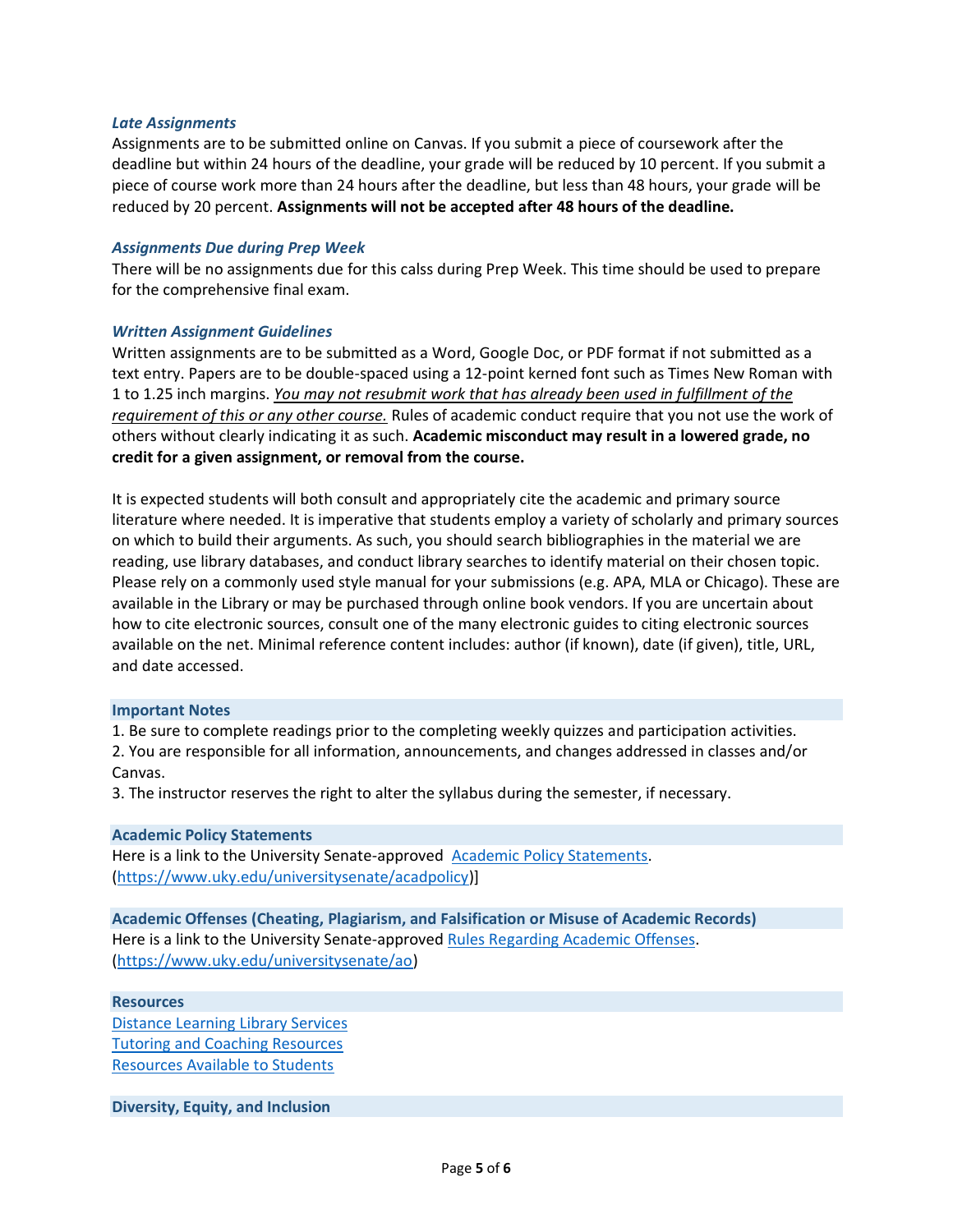### *Late Assignments*

Assignments are to be submitted online on Canvas. If you submit a piece of coursework after the deadline but within 24 hours of the deadline, your grade will be reduced by 10 percent. If you submit a piece of course work more than 24 hours after the deadline, but less than 48 hours, your grade will be reduced by 20 percent. **Assignments will not be accepted after 48 hours of the deadline.**

### *Assignments Due during Prep Week*

There will be no assignments due for this calss during Prep Week. This time should be used to prepare for the comprehensive final exam.

### *Written Assignment Guidelines*

Written assignments are to be submitted as a Word, Google Doc, or PDF format if not submitted as a text entry. Papers are to be double-spaced using a 12-point kerned font such as Times New Roman with 1 to 1.25 inch margins. *You may not resubmit work that has already been used in fulfillment of the requirement of this or any other course.* Rules of academic conduct require that you not use the work of others without clearly indicating it as such. **Academic misconduct may result in a lowered grade, no credit for a given assignment, or removal from the course.**

It is expected students will both consult and appropriately cite the academic and primary source literature where needed. It is imperative that students employ a variety of scholarly and primary sources on which to build their arguments. As such, you should search bibliographies in the material we are reading, use library databases, and conduct library searches to identify material on their chosen topic. Please rely on a commonly used style manual for your submissions (e.g. APA, MLA or Chicago). These are available in the Library or may be purchased through online book vendors. If you are uncertain about how to cite electronic sources, consult one of the many electronic guides to citing electronic sources available on the net. Minimal reference content includes: author (if known), date (if given), title, URL, and date accessed.

## Important Notes

1. Be sure to complete readings prior to the completing weekly quizzes and participation activities.
2. You are responsible for all information, announcements, and changes addressed in classes and/or Canvas.
3. The instructor reserves the right to alter the syllabus during the semester, if necessary.

## Academic Policy Statements

Here is a link to the University Senate-approved [Academic Policy Statements](https://www.uky.edu/universitysenate/acadpolicy). (https://www.uky.edu/universitysenate/acadpolicy)]

## Academic Offenses (Cheating, Plagiarism, and Falsification or Misuse of Academic Records)

Here is a link to the University Senate-approved [Rules Regarding Academic Offenses](https://www.uky.edu/universitysenate/ao). (https://www.uky.edu/universitysenate/ao)

## Resources

Distance Learning Library Services
Tutoring and Coaching Resources
Resources Available to Students

## Diversity, Equity, and Inclusion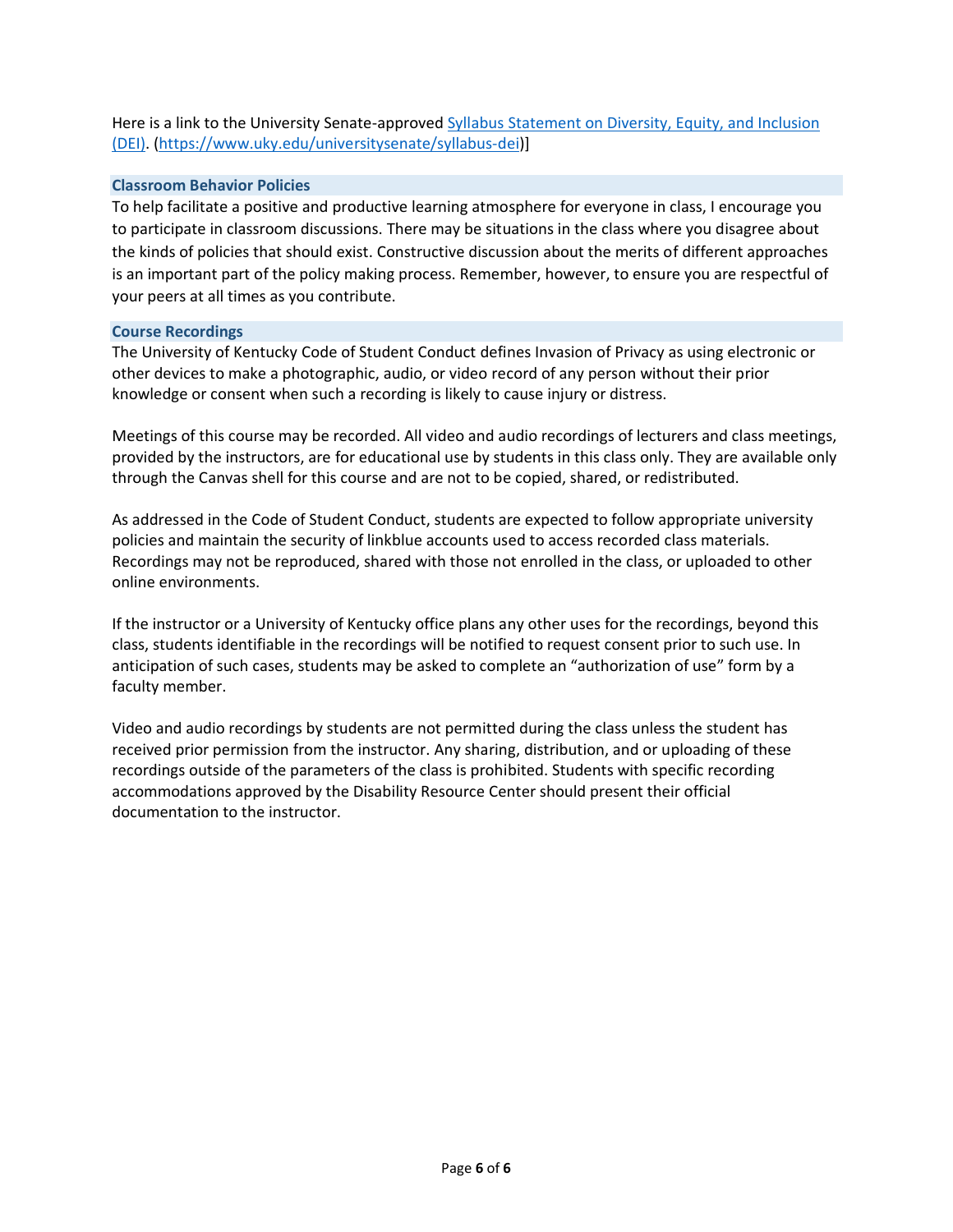Here is a link to the University Senate-approved [Syllabus Statement on Diversity, Equity, and Inclusion (DEI)](https://www.uky.edu/universitysenate/syllabus-dei). (https://www.uky.edu/universitysenate/syllabus-dei)]

### Classroom Behavior Policies

To help facilitate a positive and productive learning atmosphere for everyone in class, I encourage you to participate in classroom discussions. There may be situations in the class where you disagree about the kinds of policies that should exist. Constructive discussion about the merits of different approaches is an important part of the policy making process. Remember, however, to ensure you are respectful of your peers at all times as you contribute.

### Course Recordings

The University of Kentucky Code of Student Conduct defines Invasion of Privacy as using electronic or other devices to make a photographic, audio, or video record of any person without their prior knowledge or consent when such a recording is likely to cause injury or distress.

Meetings of this course may be recorded. All video and audio recordings of lecturers and class meetings, provided by the instructors, are for educational use by students in this class only. They are available only through the Canvas shell for this course and are not to be copied, shared, or redistributed.

As addressed in the Code of Student Conduct, students are expected to follow appropriate university policies and maintain the security of linkblue accounts used to access recorded class materials. Recordings may not be reproduced, shared with those not enrolled in the class, or uploaded to other online environments.

If the instructor or a University of Kentucky office plans any other uses for the recordings, beyond this class, students identifiable in the recordings will be notified to request consent prior to such use. In anticipation of such cases, students may be asked to complete an "authorization of use" form by a faculty member.

Video and audio recordings by students are not permitted during the class unless the student has received prior permission from the instructor. Any sharing, distribution, and or uploading of these recordings outside of the parameters of the class is prohibited. Students with specific recording accommodations approved by the Disability Resource Center should present their official documentation to the instructor.